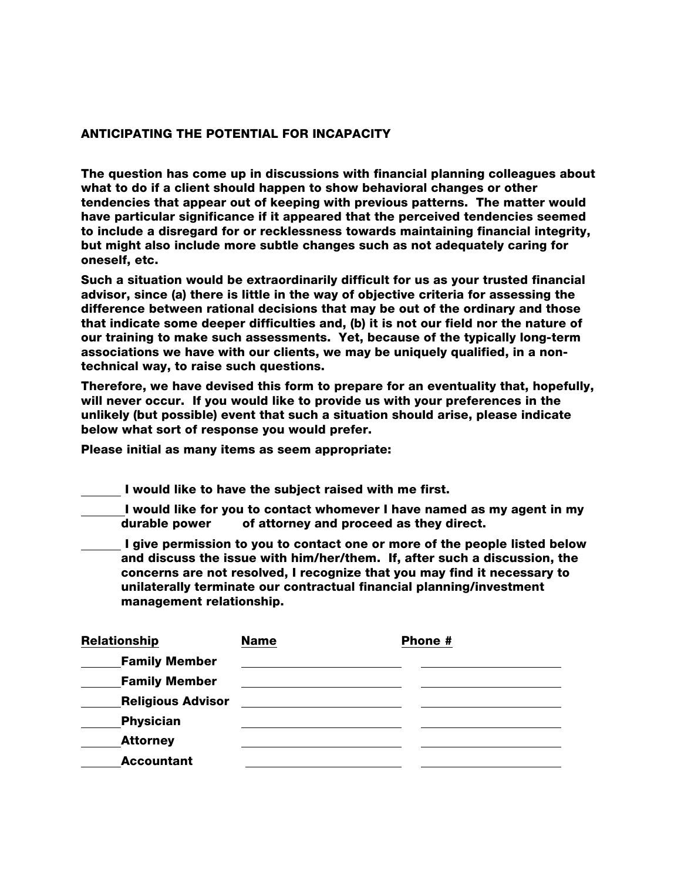## ANTICIPATING THE POTENTIAL FOR INCAPACITY

**The question has come up in discussions with financial planning colleagues about what to do if a client should happen to show behavioral changes or other tendencies that appear out of keeping with previous patterns. The matter would have particular significance if it appeared that the perceived tendencies seemed to include a disregard for or recklessness towards maintaining financial integrity, but might also include more subtle changes such as not adequately caring for oneself, etc.**

**Such a situation would be extraordinarily difficult for us as your trusted financial advisor, since (a) there is little in the way of objective criteria for assessing the difference between rational decisions that may be out of the ordinary and those that indicate some deeper difficulties and, (b) it is not our field nor the nature of our training to make such assessments. Yet, because of the typically long-term associations we have with our clients, we may be uniquely qualified, in a non-technical way, to raise such questions.**

**Therefore, we have devised this form to prepare for an eventuality that, hopefully, will never occur. If you would like to provide us with your preferences in the unlikely (but possible) event that such a situation should arise, please indicate below what sort of response you would prefer.**

**Please initial as many items as seem appropriate:**

______ **I would like to have the subject raised with me first.**

______ **I would like for you to contact whomever I have named as my agent in my durable power of attorney and proceed as they direct.**

______ **I give permission to you to contact one or more of the people listed below and discuss the issue with him/her/them. If, after such a discussion, the concerns are not resolved, I recognize that you may find it necessary to unilaterally terminate our contractual financial planning/investment management relationship.**

| Relationship | Name | Phone # |
| --- | --- | --- |
| ______ Family Member | ______________________ | ______________________ |
| ______ Family Member | ______________________ | ______________________ |
| ______ Religious Advisor | ______________________ | ______________________ |
| ______ Physician | ______________________ | ______________________ |
| ______ Attorney | ______________________ | ______________________ |
| ______ Accountant | ______________________ | ______________________ |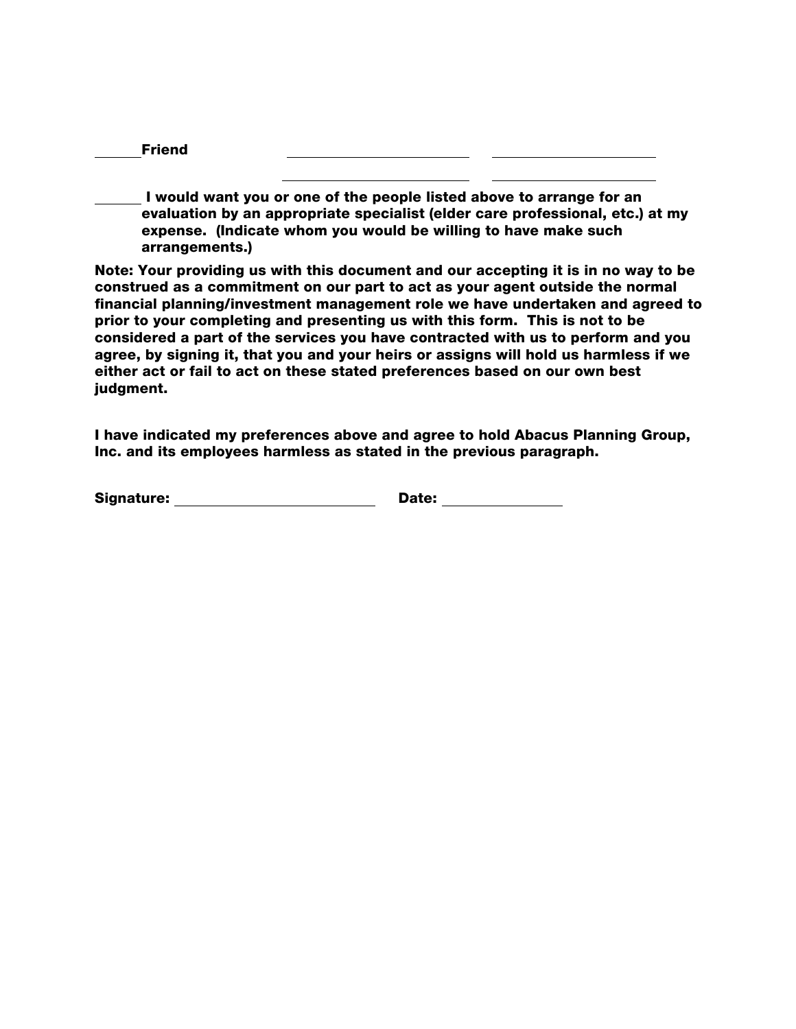______ **Friend** ____________________ ____________________

____________________ ____________________

______ **I would want you or one of the people listed above to arrange for an evaluation by an appropriate specialist (elder care professional, etc.) at my expense. (Indicate whom you would be willing to have make such arrangements.)**

**Note: Your providing us with this document and our accepting it is in no way to be construed as a commitment on our part to act as your agent outside the normal financial planning/investment management role we have undertaken and agreed to prior to your completing and presenting us with this form. This is not to be considered a part of the services you have contracted with us to perform and you agree, by signing it, that you and your heirs or assigns will hold us harmless if we either act or fail to act on these stated preferences based on our own best judgment.**

**I have indicated my preferences above and agree to hold Abacus Planning Group, Inc. and its employees harmless as stated in the previous paragraph.**

**Signature:** ____________________ **Date:** ______________